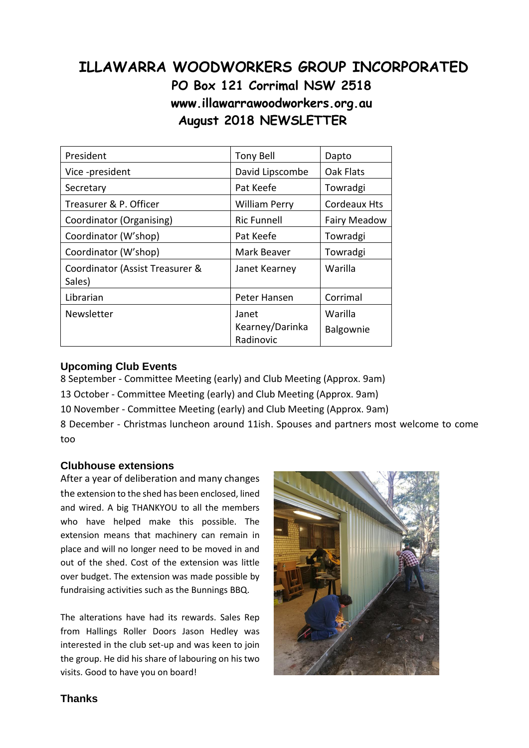# ILLAWARRA WOODWORKERS GROUP INCORPORATED

## PO Box 121 Corrimal NSW 2518

## www.illawarrawoodworkers.org.au

## August 2018 NEWSLETTER

| President | Tony Bell | Dapto |
|---|---|---|
| Vice -president | David Lipscombe | Oak Flats |
| Secretary | Pat Keefe | Towradgi |
| Treasurer & P. Officer | William Perry | Cordeaux Hts |
| Coordinator (Organising) | Ric Funnell | Fairy Meadow |
| Coordinator (W'shop) | Pat Keefe | Towradgi |
| Coordinator (W'shop) | Mark Beaver | Towradgi |
| Coordinator (Assist Treasurer & Sales) | Janet Kearney | Warilla |
| Librarian | Peter Hansen | Corrimal |
| Newsletter | Janet Kearney/Darinka Radinovic | Warilla Balgownie |

### Upcoming Club Events

8 September - Committee Meeting (early) and Club Meeting (Approx. 9am)

13 October - Committee Meeting (early) and Club Meeting (Approx. 9am)

10 November - Committee Meeting (early) and Club Meeting (Approx. 9am)

8 December - Christmas luncheon around 11ish. Spouses and partners most welcome to come too

### Clubhouse extensions

After a year of deliberation and many changes the extension to the shed has been enclosed, lined and wired. A big THANKYOU to all the members who have helped make this possible. The extension means that machinery can remain in place and will no longer need to be moved in and out of the shed. Cost of the extension was little over budget. The extension was made possible by fundraising activities such as the Bunnings BBQ.

The alterations have had its rewards. Sales Rep from Hallings Roller Doors Jason Hedley was interested in the club set-up and was keen to join the group. He did his share of labouring on his two visits. Good to have you on board!

### Thanks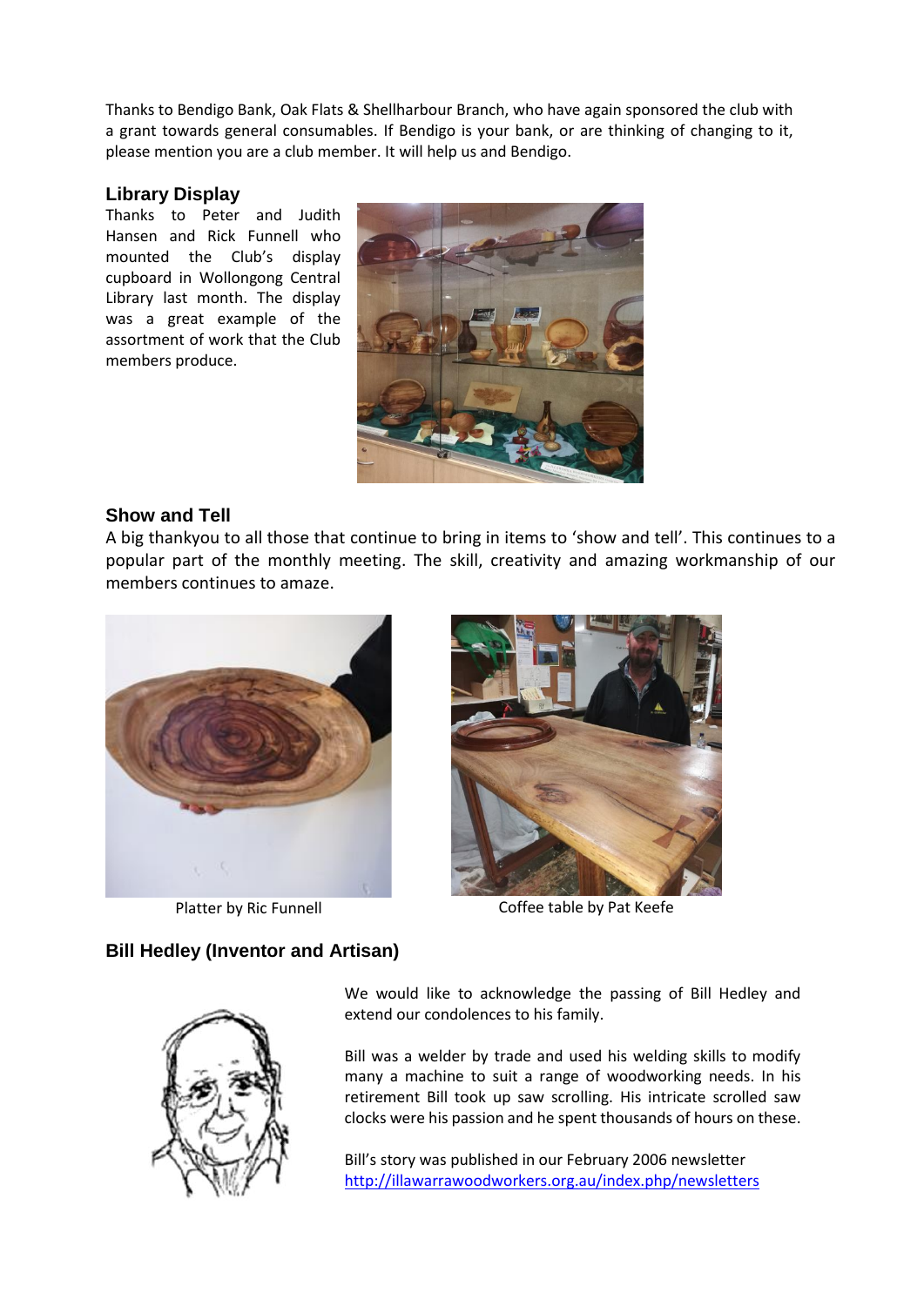Thanks to Bendigo Bank, Oak Flats & Shellharbour Branch, who have again sponsored the club with a grant towards general consumables. If Bendigo is your bank, or are thinking of changing to it, please mention you are a club member. It will help us and Bendigo.

## Library Display

Thanks to Peter and Judith Hansen and Rick Funnell who mounted the Club's display cupboard in Wollongong Central Library last month. The display was a great example of the assortment of work that the Club members produce.

## Show and Tell

A big thankyou to all those that continue to bring in items to 'show and tell'. This continues to a popular part of the monthly meeting. The skill, creativity and amazing workmanship of our members continues to amaze.

Platter by Ric Funnell

Coffee table by Pat Keefe

## Bill Hedley (Inventor and Artisan)

We would like to acknowledge the passing of Bill Hedley and extend our condolences to his family.

Bill was a welder by trade and used his welding skills to modify many a machine to suit a range of woodworking needs. In his retirement Bill took up saw scrolling. His intricate scrolled saw clocks were his passion and he spent thousands of hours on these.

Bill's story was published in our February 2006 newsletter
http://illawarrawoodworkers.org.au/index.php/newsletters